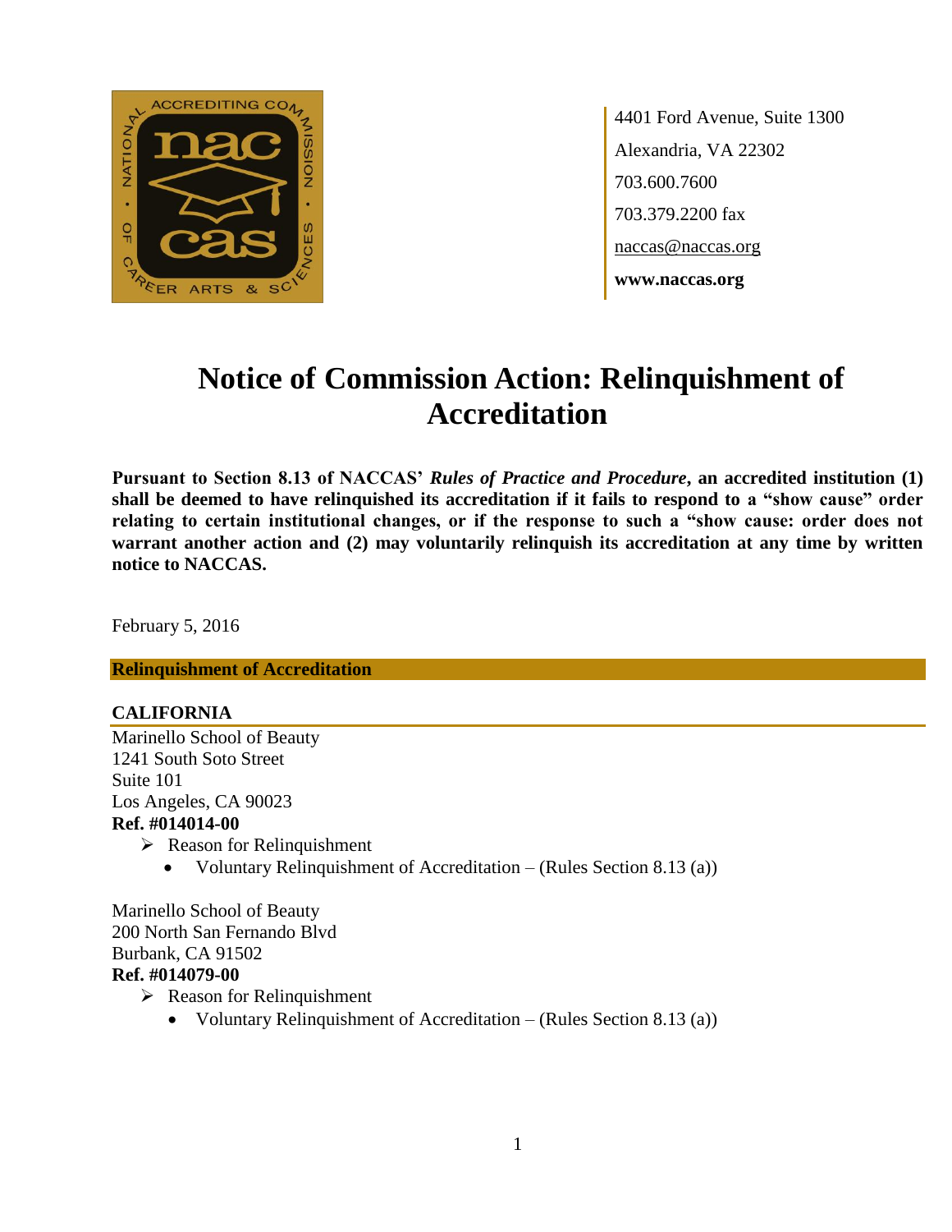4401 Ford Avenue, Suite 1300
Alexandria, VA 22302
703.600.7600
703.379.2200 fax
naccas@naccas.org
**www.naccas.org**

# Notice of Commission Action: Relinquishment of Accreditation

**Pursuant to Section 8.13 of NACCAS' *Rules of Practice and Procedure*, an accredited institution (1) shall be deemed to have relinquished its accreditation if it fails to respond to a "show cause" order relating to certain institutional changes, or if the response to such a "show cause: order does not warrant another action and (2) may voluntarily relinquish its accreditation at any time by written notice to NACCAS.**

February 5, 2016

## Relinquishment of Accreditation

### CALIFORNIA

Marinello School of Beauty
1241 South Soto Street
Suite 101
Los Angeles, CA 90023
**Ref. #014014-00**

- Reason for Relinquishment
  - Voluntary Relinquishment of Accreditation – (Rules Section 8.13 (a))

Marinello School of Beauty
200 North San Fernando Blvd
Burbank, CA 91502
**Ref. #014079-00**

- Reason for Relinquishment
  - Voluntary Relinquishment of Accreditation – (Rules Section 8.13 (a))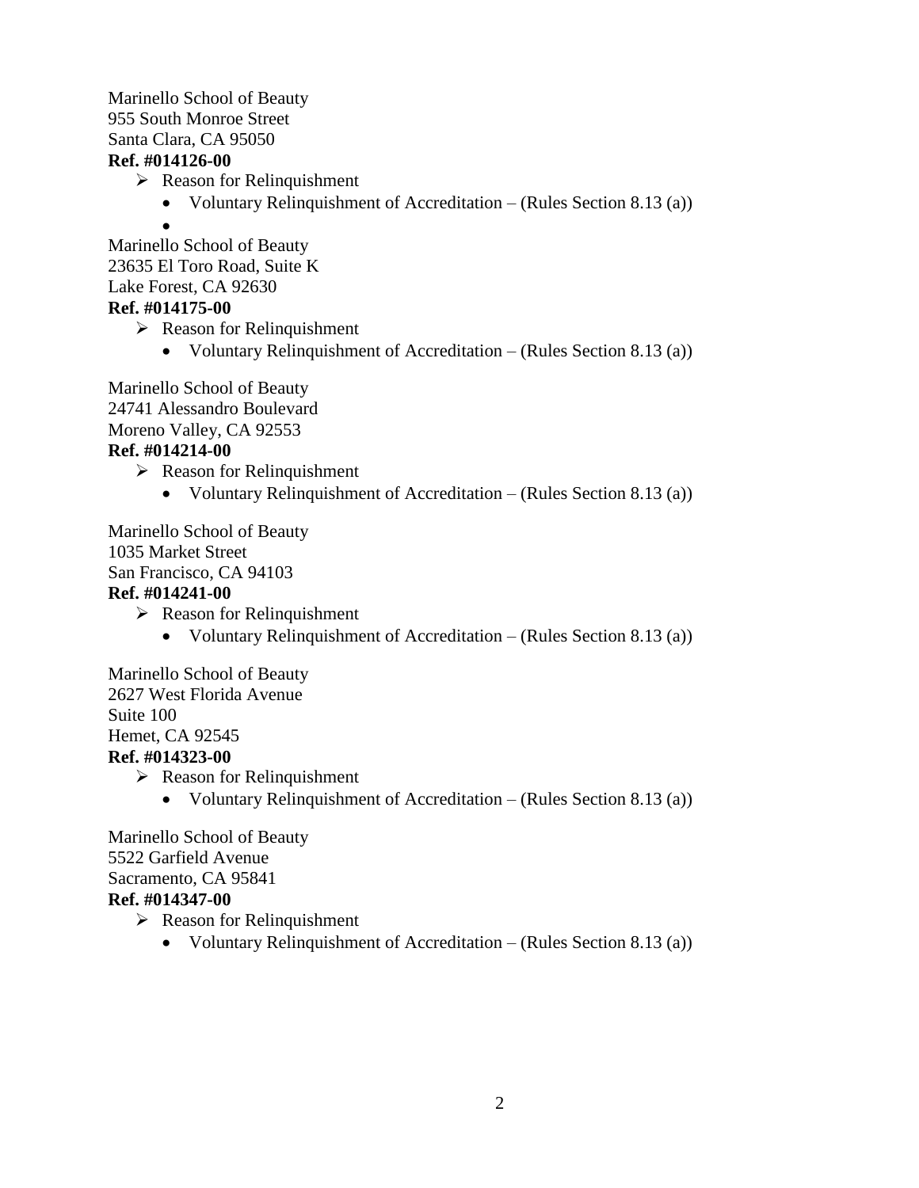Marinello School of Beauty
955 South Monroe Street
Santa Clara, CA 95050
**Ref. #014126-00**

- Reason for Relinquishment
  - Voluntary Relinquishment of Accreditation – (Rules Section 8.13 (a))
  -

Marinello School of Beauty
23635 El Toro Road, Suite K
Lake Forest, CA 92630
**Ref. #014175-00**

- Reason for Relinquishment
  - Voluntary Relinquishment of Accreditation – (Rules Section 8.13 (a))

Marinello School of Beauty
24741 Alessandro Boulevard
Moreno Valley, CA 92553
**Ref. #014214-00**

- Reason for Relinquishment
  - Voluntary Relinquishment of Accreditation – (Rules Section 8.13 (a))

Marinello School of Beauty
1035 Market Street
San Francisco, CA 94103
**Ref. #014241-00**

- Reason for Relinquishment
  - Voluntary Relinquishment of Accreditation – (Rules Section 8.13 (a))

Marinello School of Beauty
2627 West Florida Avenue
Suite 100
Hemet, CA 92545
**Ref. #014323-00**

- Reason for Relinquishment
  - Voluntary Relinquishment of Accreditation – (Rules Section 8.13 (a))

Marinello School of Beauty
5522 Garfield Avenue
Sacramento, CA 95841
**Ref. #014347-00**

- Reason for Relinquishment
  - Voluntary Relinquishment of Accreditation – (Rules Section 8.13 (a))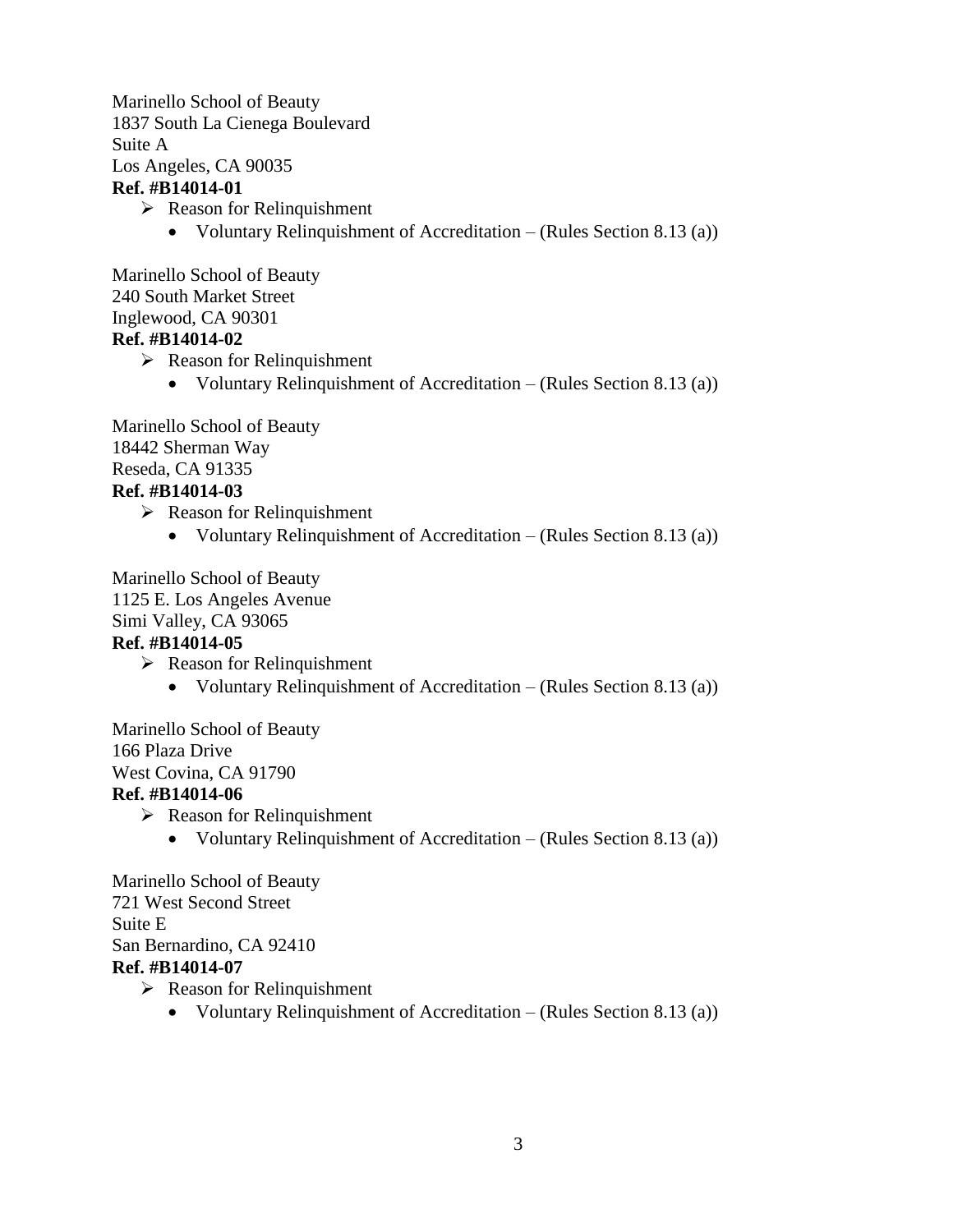Marinello School of Beauty
1837 South La Cienega Boulevard
Suite A
Los Angeles, CA 90035
**Ref. #B14014-01**

- Reason for Relinquishment
  - Voluntary Relinquishment of Accreditation – (Rules Section 8.13 (a))

Marinello School of Beauty
240 South Market Street
Inglewood, CA 90301
**Ref. #B14014-02**

- Reason for Relinquishment
  - Voluntary Relinquishment of Accreditation – (Rules Section 8.13 (a))

Marinello School of Beauty
18442 Sherman Way
Reseda, CA 91335
**Ref. #B14014-03**

- Reason for Relinquishment
  - Voluntary Relinquishment of Accreditation – (Rules Section 8.13 (a))

Marinello School of Beauty
1125 E. Los Angeles Avenue
Simi Valley, CA 93065
**Ref. #B14014-05**

- Reason for Relinquishment
  - Voluntary Relinquishment of Accreditation – (Rules Section 8.13 (a))

Marinello School of Beauty
166 Plaza Drive
West Covina, CA 91790
**Ref. #B14014-06**

- Reason for Relinquishment
  - Voluntary Relinquishment of Accreditation – (Rules Section 8.13 (a))

Marinello School of Beauty
721 West Second Street
Suite E
San Bernardino, CA 92410
**Ref. #B14014-07**

- Reason for Relinquishment
  - Voluntary Relinquishment of Accreditation – (Rules Section 8.13 (a))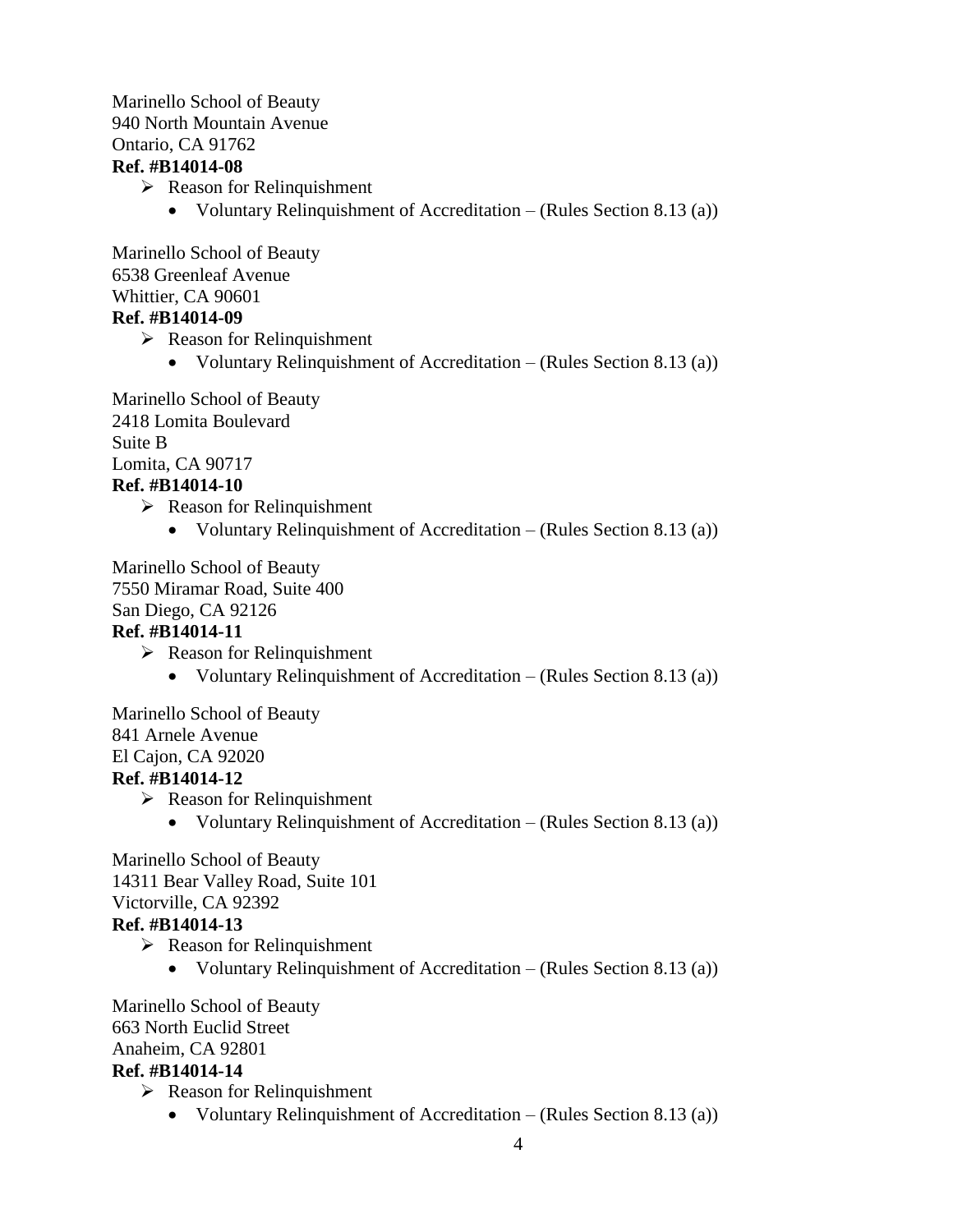Marinello School of Beauty
940 North Mountain Avenue
Ontario, CA 91762
**Ref. #B14014-08**

- Reason for Relinquishment
  - Voluntary Relinquishment of Accreditation – (Rules Section 8.13 (a))

Marinello School of Beauty
6538 Greenleaf Avenue
Whittier, CA 90601
**Ref. #B14014-09**

- Reason for Relinquishment
  - Voluntary Relinquishment of Accreditation – (Rules Section 8.13 (a))

Marinello School of Beauty
2418 Lomita Boulevard
Suite B
Lomita, CA 90717
**Ref. #B14014-10**

- Reason for Relinquishment
  - Voluntary Relinquishment of Accreditation – (Rules Section 8.13 (a))

Marinello School of Beauty
7550 Miramar Road, Suite 400
San Diego, CA 92126
**Ref. #B14014-11**

- Reason for Relinquishment
  - Voluntary Relinquishment of Accreditation – (Rules Section 8.13 (a))

Marinello School of Beauty
841 Arnele Avenue
El Cajon, CA 92020
**Ref. #B14014-12**

- Reason for Relinquishment
  - Voluntary Relinquishment of Accreditation – (Rules Section 8.13 (a))

Marinello School of Beauty
14311 Bear Valley Road, Suite 101
Victorville, CA 92392
**Ref. #B14014-13**

- Reason for Relinquishment
  - Voluntary Relinquishment of Accreditation – (Rules Section 8.13 (a))

Marinello School of Beauty
663 North Euclid Street
Anaheim, CA 92801
**Ref. #B14014-14**

- Reason for Relinquishment
  - Voluntary Relinquishment of Accreditation – (Rules Section 8.13 (a))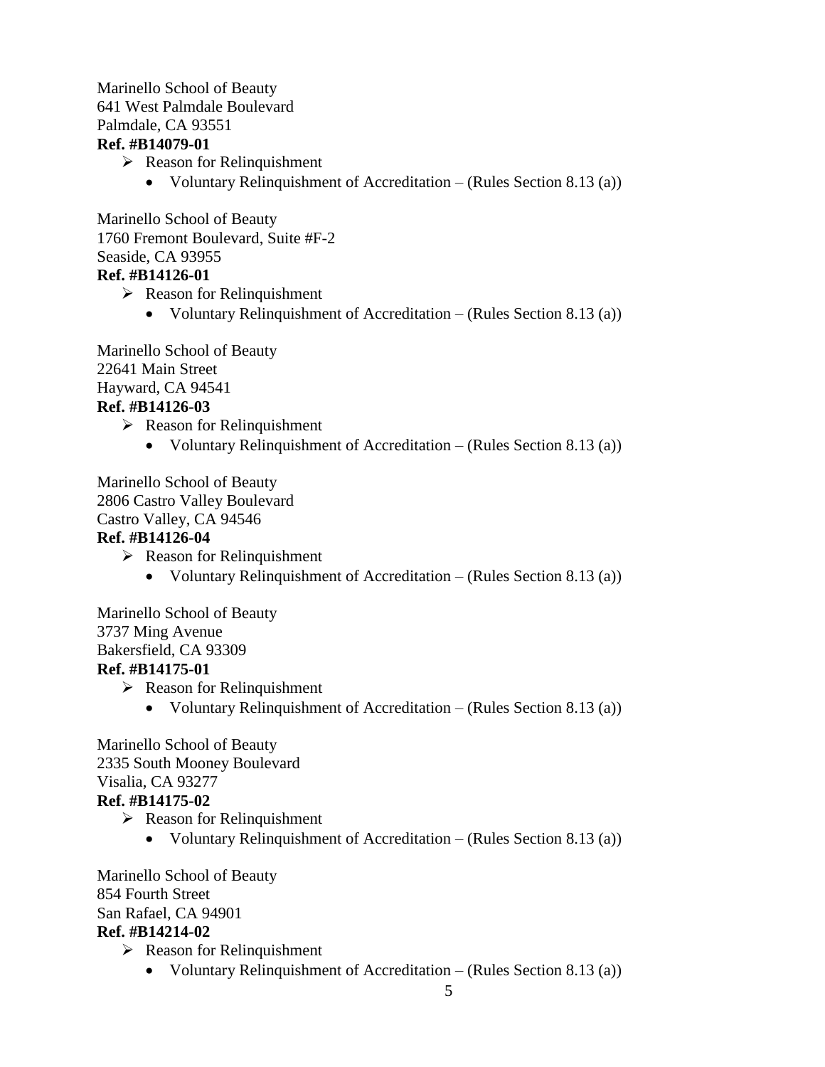Marinello School of Beauty
641 West Palmdale Boulevard
Palmdale, CA 93551
**Ref. #B14079-01**

- Reason for Relinquishment
  - Voluntary Relinquishment of Accreditation – (Rules Section 8.13 (a))

Marinello School of Beauty
1760 Fremont Boulevard, Suite #F-2
Seaside, CA 93955
**Ref. #B14126-01**

- Reason for Relinquishment
  - Voluntary Relinquishment of Accreditation – (Rules Section 8.13 (a))

Marinello School of Beauty
22641 Main Street
Hayward, CA 94541
**Ref. #B14126-03**

- Reason for Relinquishment
  - Voluntary Relinquishment of Accreditation – (Rules Section 8.13 (a))

Marinello School of Beauty
2806 Castro Valley Boulevard
Castro Valley, CA 94546
**Ref. #B14126-04**

- Reason for Relinquishment
  - Voluntary Relinquishment of Accreditation – (Rules Section 8.13 (a))

Marinello School of Beauty
3737 Ming Avenue
Bakersfield, CA 93309
**Ref. #B14175-01**

- Reason for Relinquishment
  - Voluntary Relinquishment of Accreditation – (Rules Section 8.13 (a))

Marinello School of Beauty
2335 South Mooney Boulevard
Visalia, CA 93277
**Ref. #B14175-02**

- Reason for Relinquishment
  - Voluntary Relinquishment of Accreditation – (Rules Section 8.13 (a))

Marinello School of Beauty
854 Fourth Street
San Rafael, CA 94901
**Ref. #B14214-02**

- Reason for Relinquishment
  - Voluntary Relinquishment of Accreditation – (Rules Section 8.13 (a))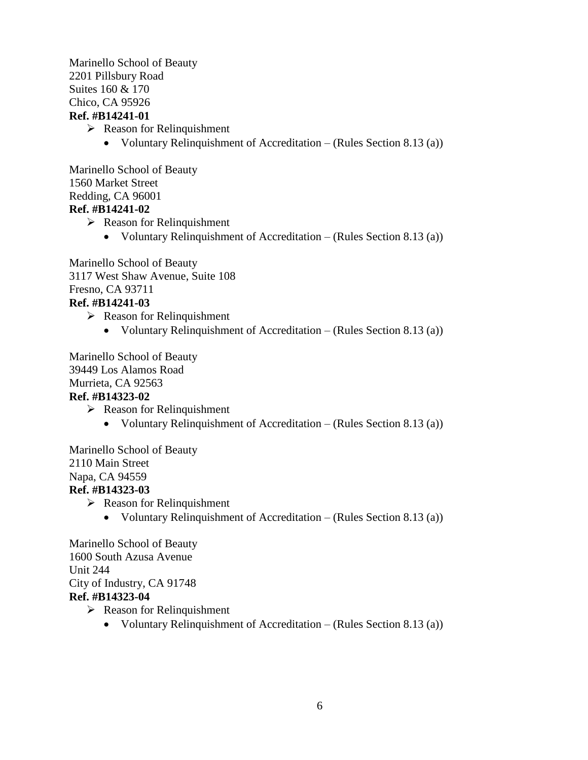Marinello School of Beauty
2201 Pillsbury Road
Suites 160 & 170
Chico, CA 95926
**Ref. #B14241-01**

- Reason for Relinquishment
  - Voluntary Relinquishment of Accreditation – (Rules Section 8.13 (a))

Marinello School of Beauty
1560 Market Street
Redding, CA 96001
**Ref. #B14241-02**

- Reason for Relinquishment
  - Voluntary Relinquishment of Accreditation – (Rules Section 8.13 (a))

Marinello School of Beauty
3117 West Shaw Avenue, Suite 108
Fresno, CA 93711
**Ref. #B14241-03**

- Reason for Relinquishment
  - Voluntary Relinquishment of Accreditation – (Rules Section 8.13 (a))

Marinello School of Beauty
39449 Los Alamos Road
Murrieta, CA 92563
**Ref. #B14323-02**

- Reason for Relinquishment
  - Voluntary Relinquishment of Accreditation – (Rules Section 8.13 (a))

Marinello School of Beauty
2110 Main Street
Napa, CA 94559
**Ref. #B14323-03**

- Reason for Relinquishment
  - Voluntary Relinquishment of Accreditation – (Rules Section 8.13 (a))

Marinello School of Beauty
1600 South Azusa Avenue
Unit 244
City of Industry, CA 91748
**Ref. #B14323-04**

- Reason for Relinquishment
  - Voluntary Relinquishment of Accreditation – (Rules Section 8.13 (a))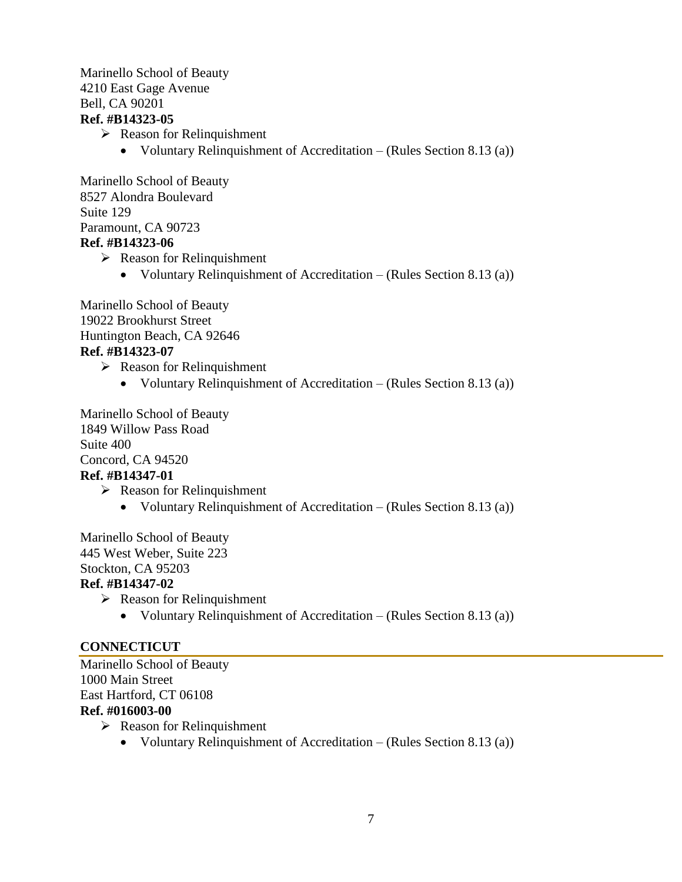Marinello School of Beauty
4210 East Gage Avenue
Bell, CA 90201
**Ref. #B14323-05**

- Reason for Relinquishment
  - Voluntary Relinquishment of Accreditation – (Rules Section 8.13 (a))

Marinello School of Beauty
8527 Alondra Boulevard
Suite 129
Paramount, CA 90723
**Ref. #B14323-06**

- Reason for Relinquishment
  - Voluntary Relinquishment of Accreditation – (Rules Section 8.13 (a))

Marinello School of Beauty
19022 Brookhurst Street
Huntington Beach, CA 92646
**Ref. #B14323-07**

- Reason for Relinquishment
  - Voluntary Relinquishment of Accreditation – (Rules Section 8.13 (a))

Marinello School of Beauty
1849 Willow Pass Road
Suite 400
Concord, CA 94520
**Ref. #B14347-01**

- Reason for Relinquishment
  - Voluntary Relinquishment of Accreditation – (Rules Section 8.13 (a))

Marinello School of Beauty
445 West Weber, Suite 223
Stockton, CA 95203
**Ref. #B14347-02**

- Reason for Relinquishment
  - Voluntary Relinquishment of Accreditation – (Rules Section 8.13 (a))

## CONNECTICUT

Marinello School of Beauty
1000 Main Street
East Hartford, CT 06108
**Ref. #016003-00**

- Reason for Relinquishment
  - Voluntary Relinquishment of Accreditation – (Rules Section 8.13 (a))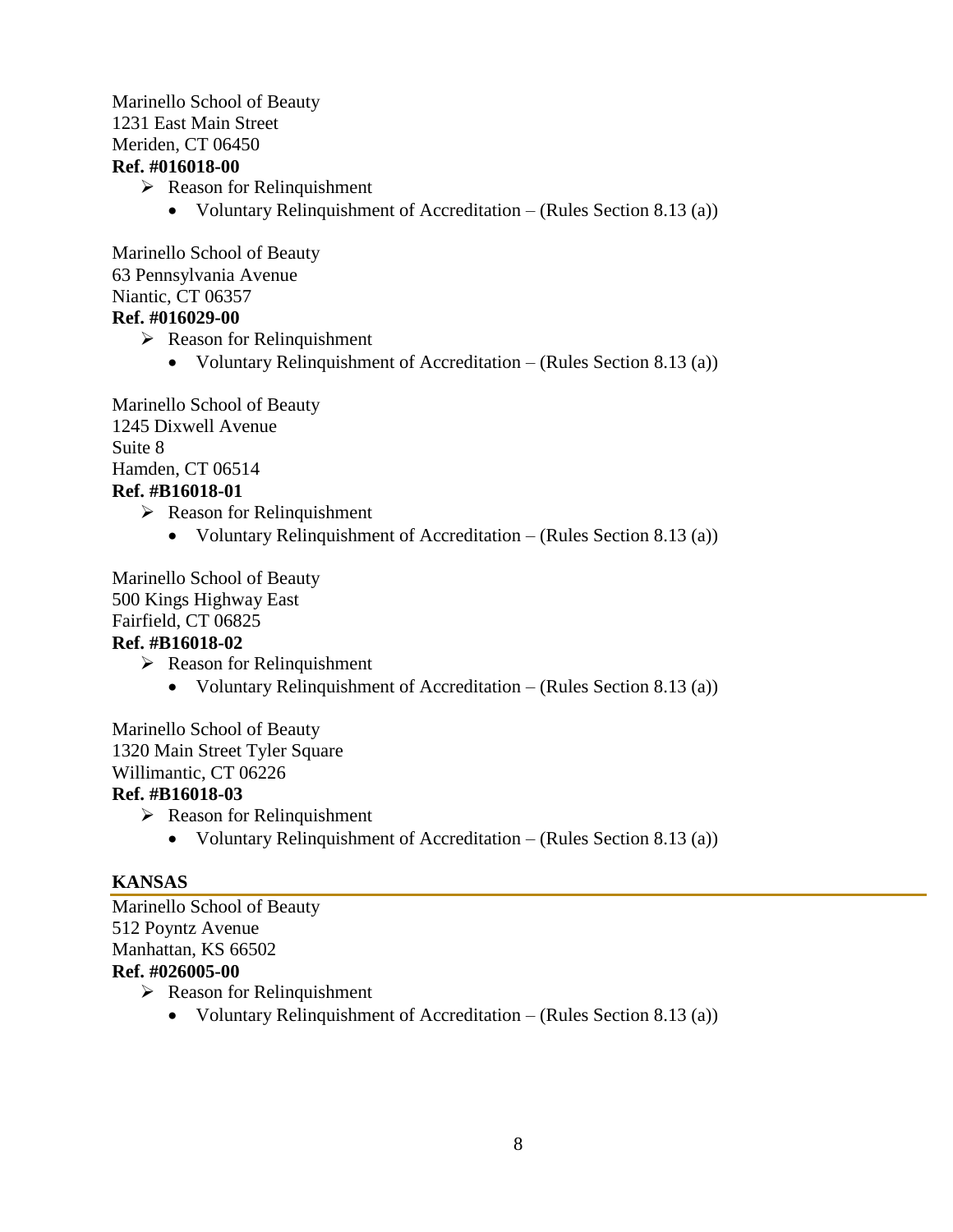Marinello School of Beauty
1231 East Main Street
Meriden, CT 06450
**Ref. #016018-00**

- Reason for Relinquishment
  - Voluntary Relinquishment of Accreditation – (Rules Section 8.13 (a))

Marinello School of Beauty
63 Pennsylvania Avenue
Niantic, CT 06357
**Ref. #016029-00**

- Reason for Relinquishment
  - Voluntary Relinquishment of Accreditation – (Rules Section 8.13 (a))

Marinello School of Beauty
1245 Dixwell Avenue
Suite 8
Hamden, CT 06514
**Ref. #B16018-01**

- Reason for Relinquishment
  - Voluntary Relinquishment of Accreditation – (Rules Section 8.13 (a))

Marinello School of Beauty
500 Kings Highway East
Fairfield, CT 06825
**Ref. #B16018-02**

- Reason for Relinquishment
  - Voluntary Relinquishment of Accreditation – (Rules Section 8.13 (a))

Marinello School of Beauty
1320 Main Street Tyler Square
Willimantic, CT 06226
**Ref. #B16018-03**

- Reason for Relinquishment
  - Voluntary Relinquishment of Accreditation – (Rules Section 8.13 (a))

## KANSAS

Marinello School of Beauty
512 Poyntz Avenue
Manhattan, KS 66502
**Ref. #026005-00**

- Reason for Relinquishment
  - Voluntary Relinquishment of Accreditation – (Rules Section 8.13 (a))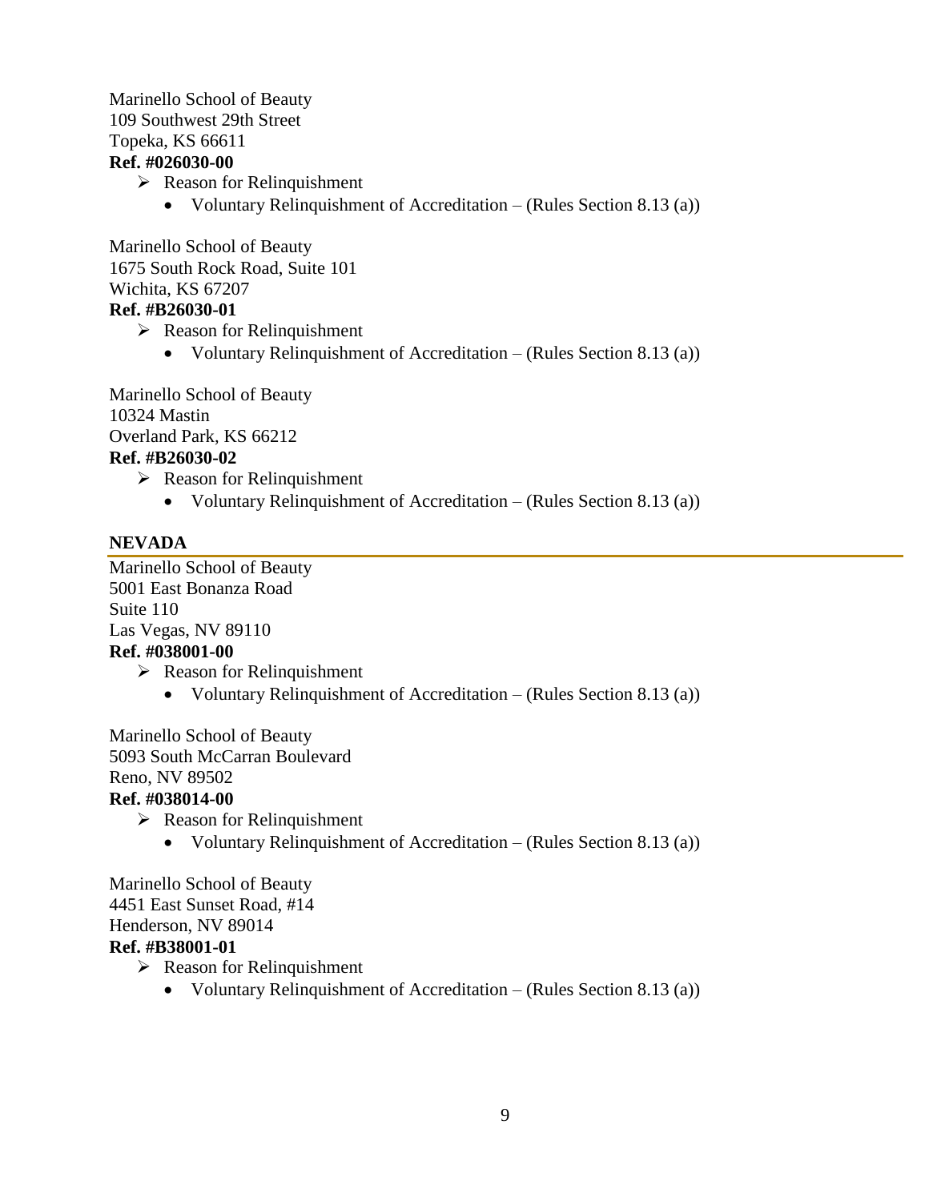Marinello School of Beauty
109 Southwest 29th Street
Topeka, KS 66611
**Ref. #026030-00**

- Reason for Relinquishment
  - Voluntary Relinquishment of Accreditation – (Rules Section 8.13 (a))

Marinello School of Beauty
1675 South Rock Road, Suite 101
Wichita, KS 67207
**Ref. #B26030-01**

- Reason for Relinquishment
  - Voluntary Relinquishment of Accreditation – (Rules Section 8.13 (a))

Marinello School of Beauty
10324 Mastin
Overland Park, KS 66212
**Ref. #B26030-02**

- Reason for Relinquishment
  - Voluntary Relinquishment of Accreditation – (Rules Section 8.13 (a))

## NEVADA

Marinello School of Beauty
5001 East Bonanza Road
Suite 110
Las Vegas, NV 89110
**Ref. #038001-00**

- Reason for Relinquishment
  - Voluntary Relinquishment of Accreditation – (Rules Section 8.13 (a))

Marinello School of Beauty
5093 South McCarran Boulevard
Reno, NV 89502
**Ref. #038014-00**

- Reason for Relinquishment
  - Voluntary Relinquishment of Accreditation – (Rules Section 8.13 (a))

Marinello School of Beauty
4451 East Sunset Road, #14
Henderson, NV 89014
**Ref. #B38001-01**

- Reason for Relinquishment
  - Voluntary Relinquishment of Accreditation – (Rules Section 8.13 (a))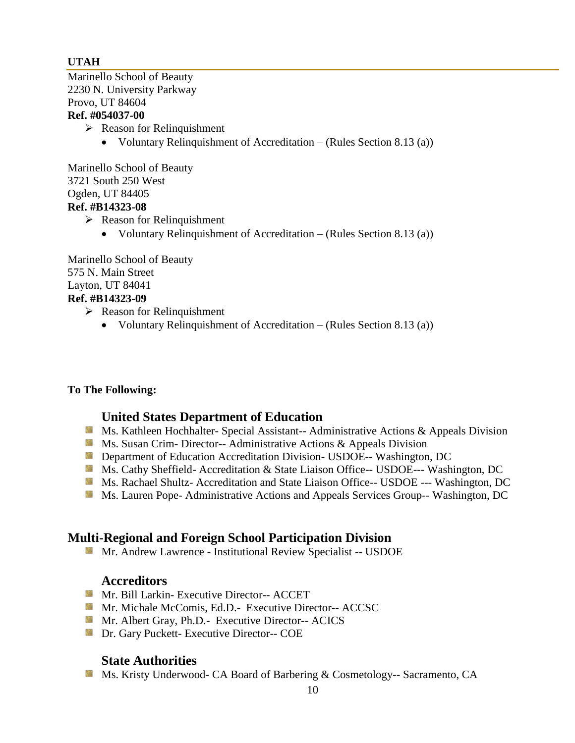## UTAH

Marinello School of Beauty
2230 N. University Parkway
Provo, UT 84604
**Ref. #054037-00**

- Reason for Relinquishment
  - Voluntary Relinquishment of Accreditation – (Rules Section 8.13 (a))

Marinello School of Beauty
3721 South 250 West
Ogden, UT 84405
**Ref. #B14323-08**

- Reason for Relinquishment
  - Voluntary Relinquishment of Accreditation – (Rules Section 8.13 (a))

Marinello School of Beauty
575 N. Main Street
Layton, UT 84041
**Ref. #B14323-09**

- Reason for Relinquishment
  - Voluntary Relinquishment of Accreditation – (Rules Section 8.13 (a))

**To The Following:**

### United States Department of Education

- Ms. Kathleen Hochhalter- Special Assistant-- Administrative Actions & Appeals Division
- Ms. Susan Crim- Director-- Administrative Actions & Appeals Division
- Department of Education Accreditation Division- USDOE-- Washington, DC
- Ms. Cathy Sheffield- Accreditation & State Liaison Office-- USDOE--- Washington, DC
- Ms. Rachael Shultz- Accreditation and State Liaison Office-- USDOE --- Washington, DC
- Ms. Lauren Pope- Administrative Actions and Appeals Services Group-- Washington, DC

### Multi-Regional and Foreign School Participation Division

- Mr. Andrew Lawrence - Institutional Review Specialist -- USDOE

### Accreditors

- Mr. Bill Larkin- Executive Director-- ACCET
- Mr. Michale McComis, Ed.D.- Executive Director-- ACCSC
- Mr. Albert Gray, Ph.D.- Executive Director-- ACICS
- Dr. Gary Puckett- Executive Director-- COE

### State Authorities

- Ms. Kristy Underwood- CA Board of Barbering & Cosmetology-- Sacramento, CA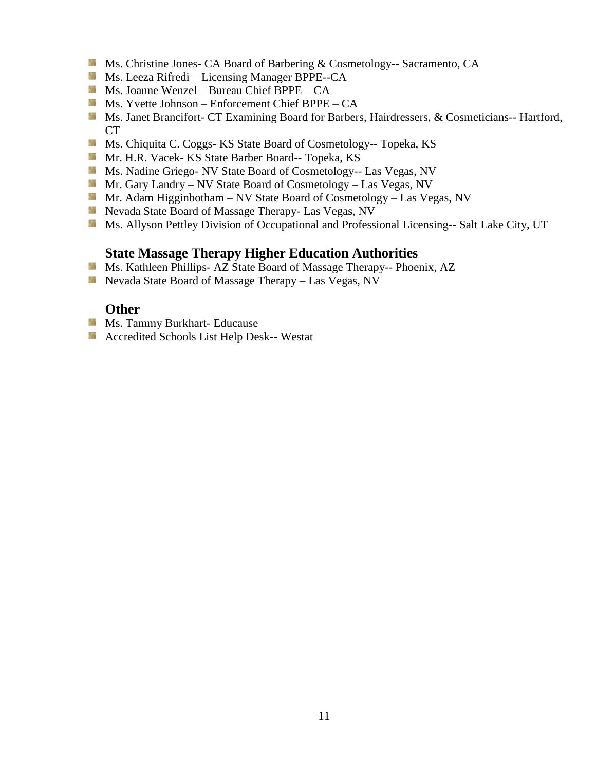- Ms. Christine Jones- CA Board of Barbering & Cosmetology-- Sacramento, CA
- Ms. Leeza Rifredi – Licensing Manager BPPE--CA
- Ms. Joanne Wenzel – Bureau Chief BPPE—CA
- Ms. Yvette Johnson – Enforcement Chief BPPE – CA
- Ms. Janet Brancifort- CT Examining Board for Barbers, Hairdressers, & Cosmeticians-- Hartford, CT
- Ms. Chiquita C. Coggs- KS State Board of Cosmetology-- Topeka, KS
- Mr. H.R. Vacek- KS State Barber Board-- Topeka, KS
- Ms. Nadine Griego- NV State Board of Cosmetology-- Las Vegas, NV
- Mr. Gary Landry – NV State Board of Cosmetology – Las Vegas, NV
- Mr. Adam Higginbotham – NV State Board of Cosmetology – Las Vegas, NV
- Nevada State Board of Massage Therapy- Las Vegas, NV
- Ms. Allyson Pettley Division of Occupational and Professional Licensing-- Salt Lake City, UT

### State Massage Therapy Higher Education Authorities

- Ms. Kathleen Phillips- AZ State Board of Massage Therapy-- Phoenix, AZ
- Nevada State Board of Massage Therapy – Las Vegas, NV

### Other

- Ms. Tammy Burkhart- Educause
- Accredited Schools List Help Desk-- Westat